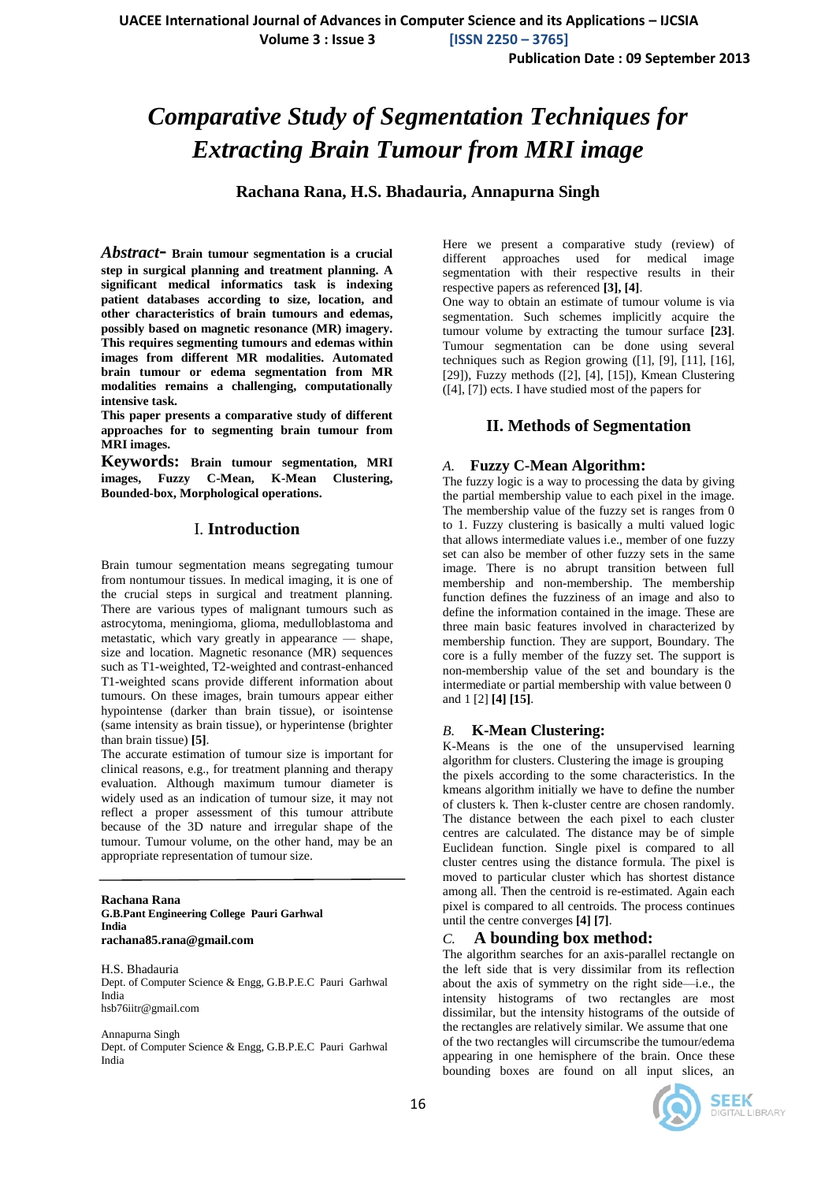# Comparative Study of Segmentation Techniques for Extracting Brain Tumour from MRI image

**Rachana Rana, H.S. Bhadauria, Annapurna Singh**

***Abstract*- Brain tumour segmentation is a crucial step in surgical planning and treatment planning. A significant medical informatics task is indexing patient databases according to size, location, and other characteristics of brain tumours and edemas, possibly based on magnetic resonance (MR) imagery. This requires segmenting tumours and edemas within images from different MR modalities. Automated brain tumour or edema segmentation from MR modalities remains a challenging, computationally intensive task.**

**This paper presents a comparative study of different approaches for to segmenting brain tumour from MRI images.**

**Keywords: Brain tumour segmentation, MRI images, Fuzzy C-Mean, K-Mean Clustering, Bounded-box, Morphological operations.**

## I. Introduction

Brain tumour segmentation means segregating tumour from nontumour tissues. In medical imaging, it is one of the crucial steps in surgical and treatment planning. There are various types of malignant tumours such as astrocytoma, meningioma, glioma, medulloblastoma and metastatic, which vary greatly in appearance — shape, size and location. Magnetic resonance (MR) sequences such as T1-weighted, T2-weighted and contrast-enhanced T1-weighted scans provide different information about tumours. On these images, brain tumours appear either hypointense (darker than brain tissue), or isointense (same intensity as brain tissue), or hyperintense (brighter than brain tissue) **[5]**.

The accurate estimation of tumour size is important for clinical reasons, e.g., for treatment planning and therapy evaluation. Although maximum tumour diameter is widely used as an indication of tumour size, it may not reflect a proper assessment of this tumour attribute because of the 3D nature and irregular shape of the tumour. Tumour volume, on the other hand, may be an appropriate representation of tumour size.

**Rachana Rana**
**G.B.Pant Engineering College Pauri Garhwal**
**India**
**rachana85.rana@gmail.com**

H.S. Bhadauria
Dept. of Computer Science & Engg, G.B.P.E.C Pauri Garhwal
India
hsb76iitr@gmail.com

Annapurna Singh
Dept. of Computer Science & Engg, G.B.P.E.C Pauri Garhwal
India

Here we present a comparative study (review) of different approaches used for medical image segmentation with their respective results in their respective papers as referenced **[3], [4]**.

One way to obtain an estimate of tumour volume is via segmentation. Such schemes implicitly acquire the tumour volume by extracting the tumour surface **[23]**. Tumour segmentation can be done using several techniques such as Region growing ([1], [9], [11], [16], [29]), Fuzzy methods ([2], [4], [15]), Kmean Clustering ([4], [7]) ects. I have studied most of the papers for

## II. Methods of Segmentation

### *A.* Fuzzy C-Mean Algorithm:

The fuzzy logic is a way to processing the data by giving the partial membership value to each pixel in the image. The membership value of the fuzzy set is ranges from 0 to 1. Fuzzy clustering is basically a multi valued logic that allows intermediate values i.e., member of one fuzzy set can also be member of other fuzzy sets in the same image. There is no abrupt transition between full membership and non-membership. The membership function defines the fuzziness of an image and also to define the information contained in the image. These are three main basic features involved in characterized by membership function. They are support, Boundary. The core is a fully member of the fuzzy set. The support is non-membership value of the set and boundary is the intermediate or partial membership with value between 0 and 1 [2] **[4] [15]**.

### *B.* K-Mean Clustering:

K-Means is the one of the unsupervised learning algorithm for clusters. Clustering the image is grouping the pixels according to the some characteristics. In the kmeans algorithm initially we have to define the number of clusters k. Then k-cluster centre are chosen randomly. The distance between the each pixel to each cluster centres are calculated. The distance may be of simple Euclidean function. Single pixel is compared to all cluster centres using the distance formula. The pixel is moved to particular cluster which has shortest distance among all. Then the centroid is re-estimated. Again each pixel is compared to all centroids. The process continues until the centre converges **[4] [7]**.

### *C.* A bounding box method:

The algorithm searches for an axis-parallel rectangle on the left side that is very dissimilar from its reflection about the axis of symmetry on the right side—i.e., the intensity histograms of two rectangles are most dissimilar, but the intensity histograms of the outside of the rectangles are relatively similar. We assume that one of the two rectangles will circumscribe the tumour/edema appearing in one hemisphere of the brain. Once these bounding boxes are found on all input slices, an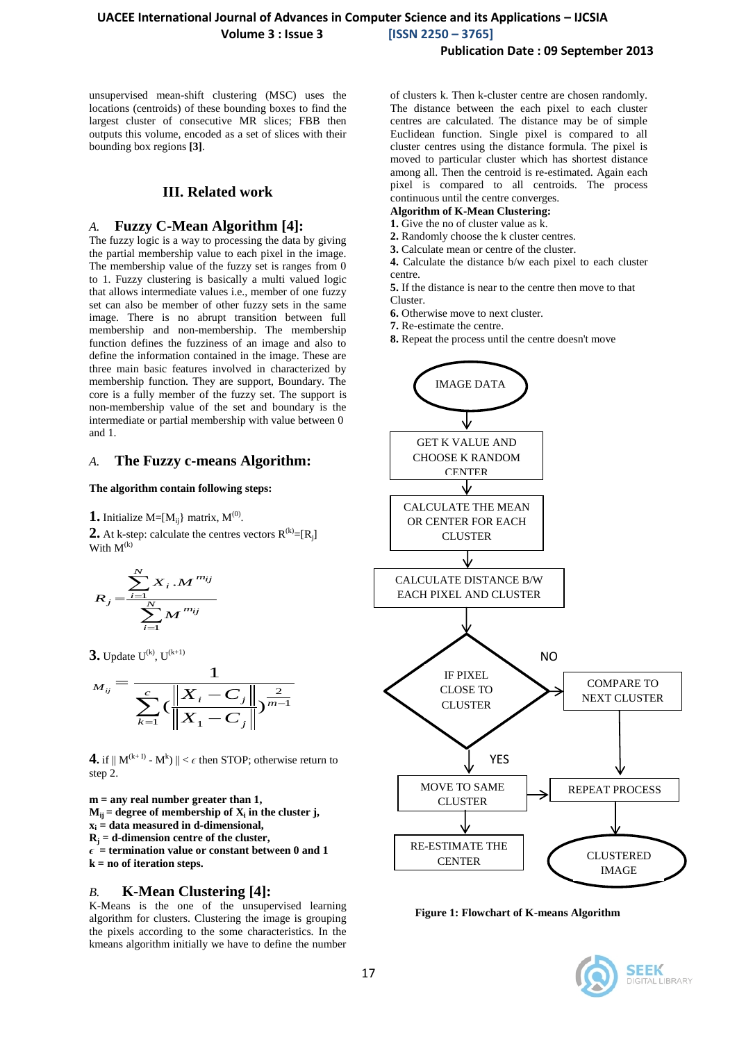unsupervised mean-shift clustering (MSC) uses the locations (centroids) of these bounding boxes to find the largest cluster of consecutive MR slices; FBB then outputs this volume, encoded as a set of slices with their bounding box regions **[3]**.

## III. Related work

### *A.* Fuzzy C-Mean Algorithm [4]:

The fuzzy logic is a way to processing the data by giving the partial membership value to each pixel in the image. The membership value of the fuzzy set is ranges from 0 to 1. Fuzzy clustering is basically a multi valued logic that allows intermediate values i.e., member of one fuzzy set can also be member of other fuzzy sets in the same image. There is no abrupt transition between full membership and non-membership. The membership function defines the fuzziness of an image and also to define the information contained in the image. These are three main basic features involved in characterized by membership function. They are support, Boundary. The core is a fully member of the fuzzy set. The support is non-membership value of the set and boundary is the intermediate or partial membership with value between 0 and 1.

### *A.* The Fuzzy c-means Algorithm:

**The algorithm contain following steps:**

**1.** Initialize M=[$M_{ij}$] matrix, $M^{(0)}$.

**2.** At k-step: calculate the centres vectors $R^{(k)}$=[$R_j$] With $M^{(k)}$

$$R_j = \frac{\sum_{i=1}^{N} x_i . M^{m_{ij}}}{\sum_{i=1}^{N} M^{m_{ij}}}$$

**3.** Update $U^{(k)}$, $U^{(k+1)}$

$$M_{ij} = \frac{1}{\sum_{k=1}^{c} \left( \frac{\left\| X_i - C_j \right\|}{\left\| X_1 - C_j \right\|} \right)^{\frac{2}{m-1}}}$$

**4.** if $\| M^{(k+1)} - M^{k}) \| < \epsilon$ then STOP; otherwise return to step 2.

**m = any real number greater than 1,**
**$M_{ij}$ = degree of membership of $X_i$ in the cluster j,**
**$x_i$ = data measured in d-dimensional,**
**$R_j$ = d-dimension centre of the cluster,**
**$\epsilon$ = termination value or constant between 0 and 1**
**k = no of iteration steps.**

### *B.* K-Mean Clustering [4]:

K-Means is the one of the unsupervised learning algorithm for clusters. Clustering the image is grouping the pixels according to the some characteristics. In the kmeans algorithm initially we have to define the number of clusters k. Then k-cluster centre are chosen randomly. The distance between the each pixel to each cluster centres are calculated. The distance may be of simple Euclidean function. Single pixel is compared to all cluster centres using the distance formula. The pixel is moved to particular cluster which has shortest distance among all. Then the centroid is re-estimated. Again each pixel is compared to all centroids. The process continuous until the centre converges.

**Algorithm of K-Mean Clustering:**

**1.** Give the no of cluster value as k.
**2.** Randomly choose the k cluster centres.
**3.** Calculate mean or centre of the cluster.
**4.** Calculate the distance b/w each pixel to each cluster centre.
**5.** If the distance is near to the centre then move to that Cluster.
**6.** Otherwise move to next cluster.
**7.** Re-estimate the centre.
**8.** Repeat the process until the centre doesn't move

IMAGE DATA → GET K VALUE AND CHOOSE K RANDOM CENTER → CALCULATE THE MEAN OR CENTER FOR EACH CLUSTER → CALCULATE DISTANCE B/W EACH PIXEL AND CLUSTER → IF PIXEL CLOSE TO CLUSTER (NO → COMPARE TO NEXT CLUSTER → REPEAT PROCESS; YES → MOVE TO SAME CLUSTER → RE-ESTIMATE THE CENTER / REPEAT PROCESS) → CLUSTERED IMAGE

**Figure 1: Flowchart of K-means Algorithm**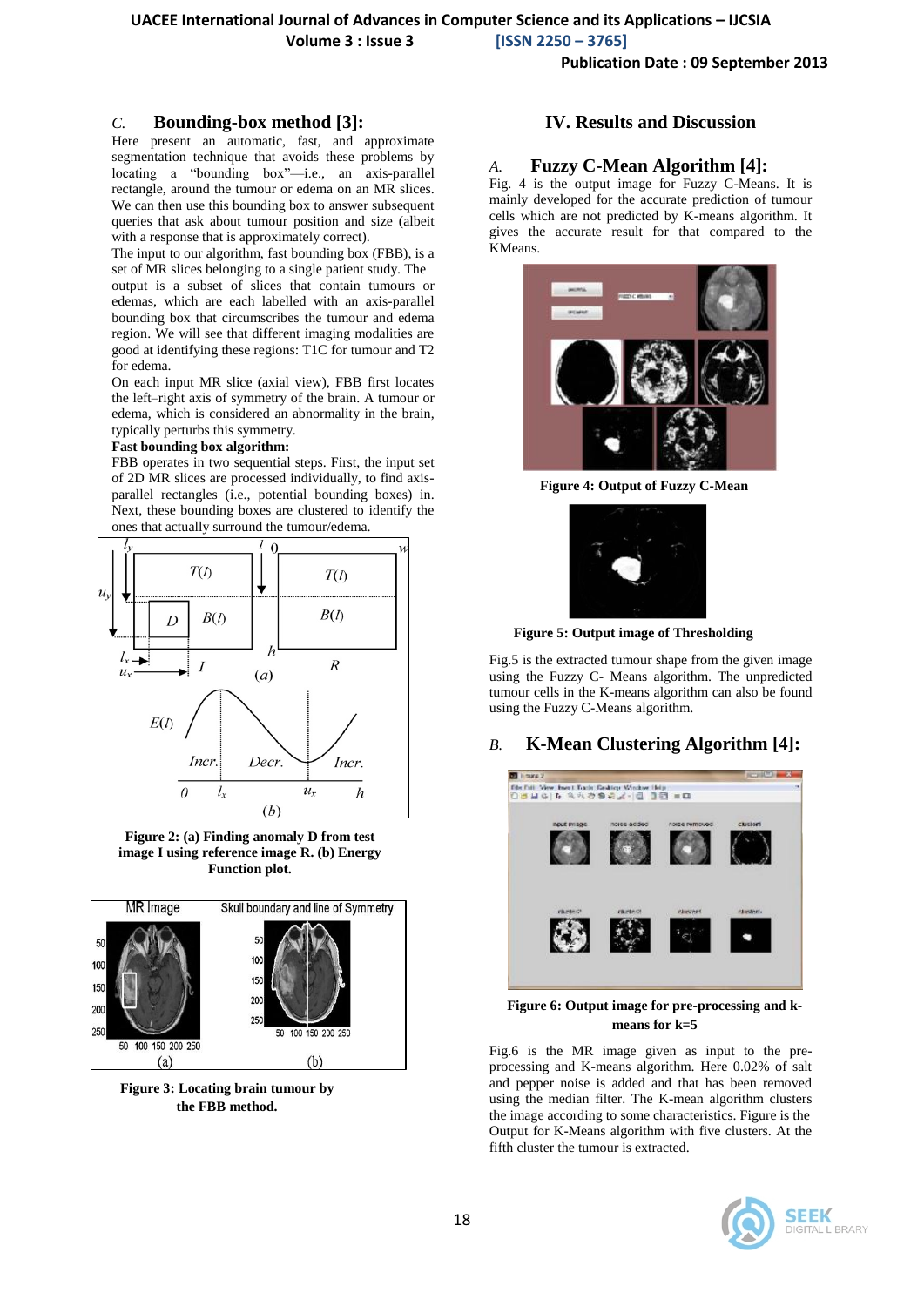### C. Bounding-box method [3]:

Here present an automatic, fast, and approximate segmentation technique that avoids these problems by locating a "bounding box"—i.e., an axis-parallel rectangle, around the tumour or edema on an MR slices. We can then use this bounding box to answer subsequent queries that ask about tumour position and size (albeit with a response that is approximately correct).

The input to our algorithm, fast bounding box (FBB), is a set of MR slices belonging to a single patient study. The output is a subset of slices that contain tumours or edemas, which are each labelled with an axis-parallel bounding box that circumscribes the tumour and edema region. We will see that different imaging modalities are good at identifying these regions: T1C for tumour and T2 for edema.

On each input MR slice (axial view), FBB first locates the left–right axis of symmetry of the brain. A tumour or edema, which is considered an abnormality in the brain, typically perturbs this symmetry.

**Fast bounding box algorithm:**

FBB operates in two sequential steps. First, the input set of 2D MR slices are processed individually, to find axis-parallel rectangles (i.e., potential bounding boxes) in. Next, these bounding boxes are clustered to identify the ones that actually surround the tumour/edema.

**Figure 2: (a) Finding anomaly D from test image I using reference image R. (b) Energy Function plot.**

**Figure 3: Locating brain tumour by the FBB method.**

## IV. Results and Discussion

### A. Fuzzy C-Mean Algorithm [4]:

Fig. 4 is the output image for Fuzzy C-Means. It is mainly developed for the accurate prediction of tumour cells which are not predicted by K-means algorithm. It gives the accurate result for that compared to the KMeans.

**Figure 4: Output of Fuzzy C-Mean**

**Figure 5: Output image of Thresholding**

Fig.5 is the extracted tumour shape from the given image using the Fuzzy C- Means algorithm. The unpredicted tumour cells in the K-means algorithm can also be found using the Fuzzy C-Means algorithm.

### B. K-Mean Clustering Algorithm [4]:

**Figure 6: Output image for pre-processing and k-means for k=5**

Fig.6 is the MR image given as input to the pre-processing and K-means algorithm. Here 0.02% of salt and pepper noise is added and that has been removed using the median filter. The K-mean algorithm clusters the image according to some characteristics. Figure is the Output for K-Means algorithm with five clusters. At the fifth cluster the tumour is extracted.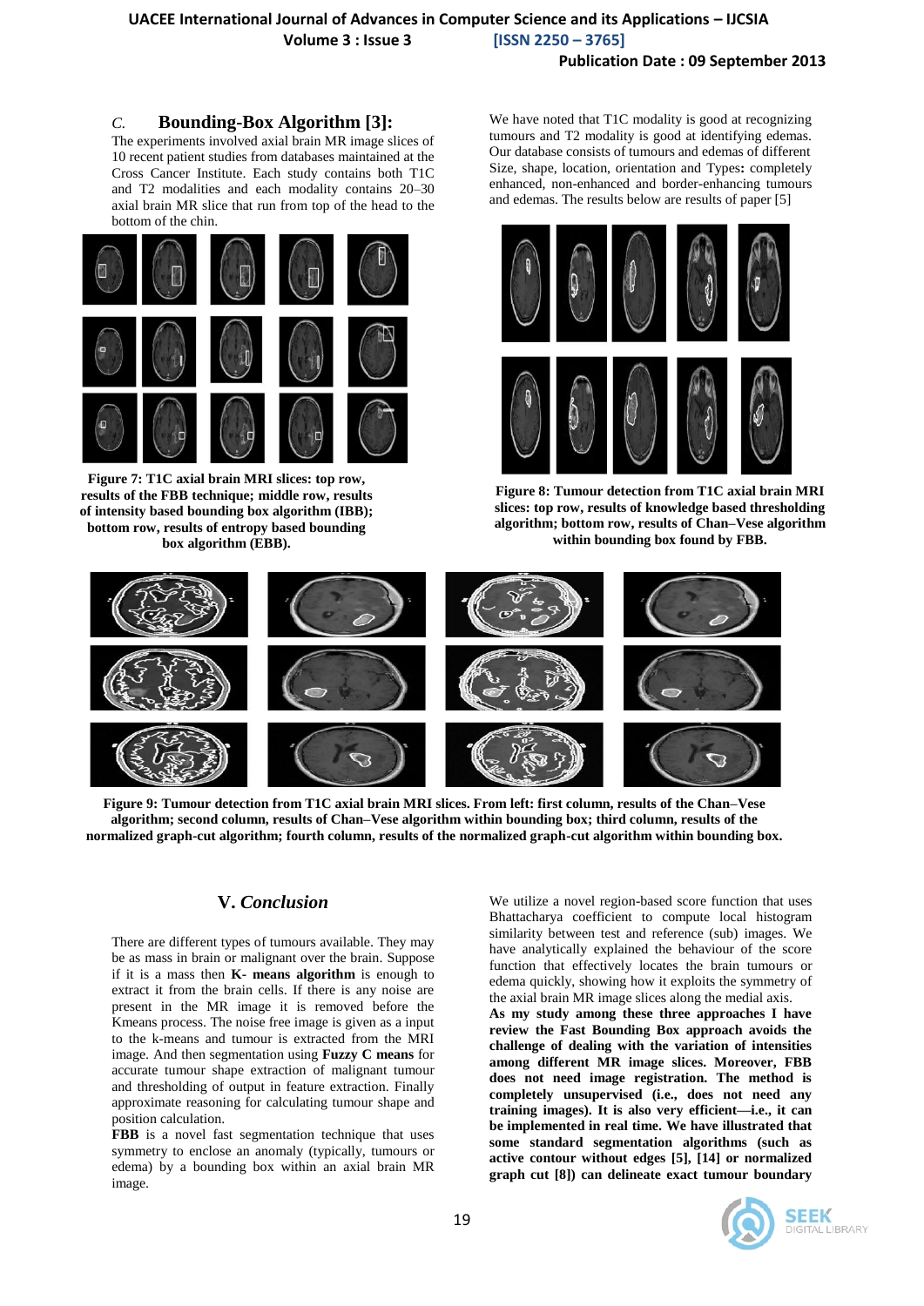### *C.* Bounding-Box Algorithm [3]:

The experiments involved axial brain MR image slices of 10 recent patient studies from databases maintained at the Cross Cancer Institute. Each study contains both T1C and T2 modalities and each modality contains 20–30 axial brain MR slice that run from top of the head to the bottom of the chin.

**Figure 7: T1C axial brain MRI slices: top row, results of the FBB technique; middle row, results of intensity based bounding box algorithm (IBB); bottom row, results of entropy based bounding box algorithm (EBB).**

We have noted that T1C modality is good at recognizing tumours and T2 modality is good at identifying edemas. Our database consists of tumours and edemas of different Size, shape, location, orientation and Types**:** completely enhanced, non-enhanced and border-enhancing tumours and edemas. The results below are results of paper [5]

**Figure 8: Tumour detection from T1C axial brain MRI slices: top row, results of knowledge based thresholding algorithm; bottom row, results of Chan–Vese algorithm within bounding box found by FBB.**

**Figure 9: Tumour detection from T1C axial brain MRI slices. From left: first column, results of the Chan–Vese algorithm; second column, results of Chan–Vese algorithm within bounding box; third column, results of the normalized graph-cut algorithm; fourth column, results of the normalized graph-cut algorithm within bounding box.**

## V. *Conclusion*

There are different types of tumours available. They may be as mass in brain or malignant over the brain. Suppose if it is a mass then **K- means algorithm** is enough to extract it from the brain cells. If there is any noise are present in the MR image it is removed before the Kmeans process. The noise free image is given as a input to the k-means and tumour is extracted from the MRI image. And then segmentation using **Fuzzy C means** for accurate tumour shape extraction of malignant tumour and thresholding of output in feature extraction. Finally approximate reasoning for calculating tumour shape and position calculation.

**FBB** is a novel fast segmentation technique that uses symmetry to enclose an anomaly (typically, tumours or edema) by a bounding box within an axial brain MR image.

We utilize a novel region-based score function that uses Bhattacharya coefficient to compute local histogram similarity between test and reference (sub) images. We have analytically explained the behaviour of the score function that effectively locates the brain tumours or edema quickly, showing how it exploits the symmetry of the axial brain MR image slices along the medial axis.

**As my study among these three approaches I have review the Fast Bounding Box approach avoids the challenge of dealing with the variation of intensities among different MR image slices. Moreover, FBB does not need image registration. The method is completely unsupervised (i.e., does not need any training images). It is also very efficient—i.e., it can be implemented in real time. We have illustrated that some standard segmentation algorithms (such as active contour without edges [5], [14] or normalized graph cut [8]) can delineate exact tumour boundary**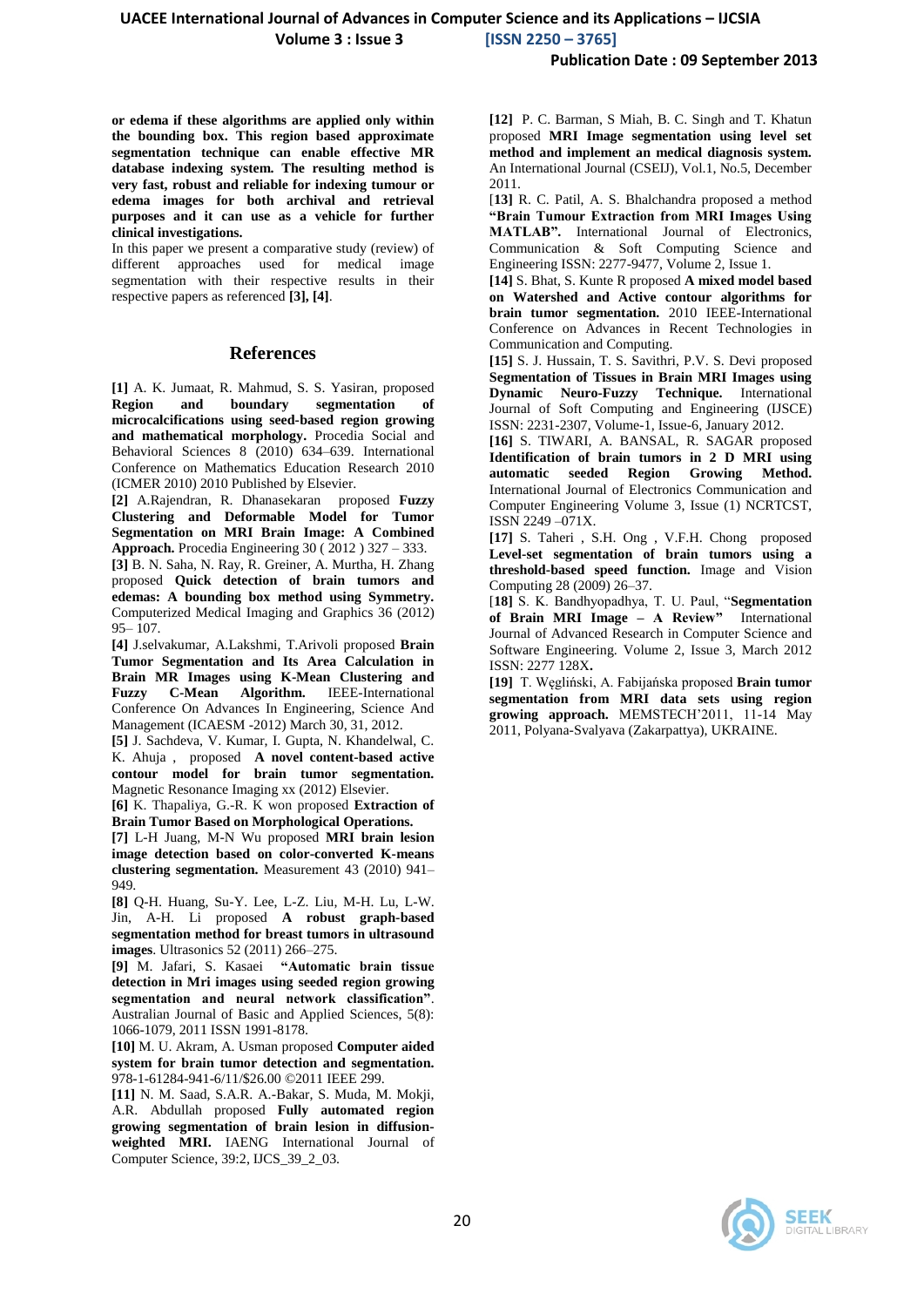**or edema if these algorithms are applied only within the bounding box. This region based approximate segmentation technique can enable effective MR database indexing system. The resulting method is very fast, robust and reliable for indexing tumour or edema images for both archival and retrieval purposes and it can use as a vehicle for further clinical investigations.**

In this paper we present a comparative study (review) of different approaches used for medical image segmentation with their respective results in their respective papers as referenced **[3], [4]**.

## References

**[1]** A. K. Jumaat, R. Mahmud, S. S. Yasiran, proposed **Region and boundary segmentation of microcalcifications using seed-based region growing and mathematical morphology.** Procedia Social and Behavioral Sciences 8 (2010) 634–639. International Conference on Mathematics Education Research 2010 (ICMER 2010) 2010 Published by Elsevier.

**[2]** A.Rajendran, R. Dhanasekaran proposed **Fuzzy Clustering and Deformable Model for Tumor Segmentation on MRI Brain Image: A Combined Approach.** Procedia Engineering 30 ( 2012 ) 327 – 333.

**[3]** B. N. Saha, N. Ray, R. Greiner, A. Murtha, H. Zhang proposed **Quick detection of brain tumors and edemas: A bounding box method using Symmetry.** Computerized Medical Imaging and Graphics 36 (2012) 95– 107.

**[4]** J.selvakumar, A.Lakshmi, T.Arivoli proposed **Brain Tumor Segmentation and Its Area Calculation in Brain MR Images using K-Mean Clustering and Fuzzy C-Mean Algorithm.** IEEE-International Conference On Advances In Engineering, Science And Management (ICAESM -2012) March 30, 31, 2012.

**[5]** J. Sachdeva, V. Kumar, I. Gupta, N. Khandelwal, C. K. Ahuja , proposed **A novel content-based active contour model for brain tumor segmentation.** Magnetic Resonance Imaging xx (2012) Elsevier.

**[6]** K. Thapaliya, G.-R. K won proposed **Extraction of Brain Tumor Based on Morphological Operations.**

**[7]** L-H Juang, M-N Wu proposed **MRI brain lesion image detection based on color-converted K-means clustering segmentation.** Measurement 43 (2010) 941–949.

**[8]** Q-H. Huang, Su-Y. Lee, L-Z. Liu, M-H. Lu, L-W. Jin, A-H. Li proposed **A robust graph-based segmentation method for breast tumors in ultrasound images**. Ultrasonics 52 (2011) 266–275.

**[9]** M. Jafari, S. Kasaei **"Automatic brain tissue detection in Mri images using seeded region growing segmentation and neural network classification"**. Australian Journal of Basic and Applied Sciences, 5(8): 1066-1079, 2011 ISSN 1991-8178.

**[10]** M. U. Akram, A. Usman proposed **Computer aided system for brain tumor detection and segmentation.** 978-1-61284-941-6/11/$26.00 ©2011 IEEE 299.

**[11]** N. M. Saad, S.A.R. A.-Bakar, S. Muda, M. Mokji, A.R. Abdullah proposed **Fully automated region growing segmentation of brain lesion in diffusion-weighted MRI.** IAENG International Journal of Computer Science, 39:2, IJCS_39_2_03.

**[12]** P. C. Barman, S Miah, B. C. Singh and T. Khatun proposed **MRI Image segmentation using level set method and implement an medical diagnosis system.** An International Journal (CSEIJ), Vol.1, No.5, December 2011.

[**13]** R. C. Patil, A. S. Bhalchandra proposed a method **"Brain Tumour Extraction from MRI Images Using MATLAB".** International Journal of Electronics, Communication & Soft Computing Science and Engineering ISSN: 2277-9477, Volume 2, Issue 1.

**[14]** S. Bhat, S. Kunte R proposed **A mixed model based on Watershed and Active contour algorithms for brain tumor segmentation.** 2010 IEEE-International Conference on Advances in Recent Technologies in Communication and Computing.

**[15]** S. J. Hussain, T. S. Savithri, P.V. S. Devi proposed **Segmentation of Tissues in Brain MRI Images using Dynamic Neuro-Fuzzy Technique."** International Journal of Soft Computing and Engineering (IJSCE) ISSN: 2231-2307, Volume-1, Issue-6, January 2012.

**[16]** S. TIWARI, A. BANSAL, R. SAGAR proposed **Identification of brain tumors in 2 D MRI using automatic seeded Region Growing Method.** International Journal of Electronics Communication and Computer Engineering Volume 3, Issue (1) NCRTCST, ISSN 2249 –071X.

**[17]** S. Taheri , S.H. Ong , V.F.H. Chong proposed **Level-set segmentation of brain tumors using a threshold-based speed function.** Image and Vision Computing 28 (2009) 26–37.

[**18**] S. K. Bandhyopadhya, T. U. Paul, "**Segmentation of Brain MRI Image – A Review"** International Journal of Advanced Research in Computer Science and Software Engineering. Volume 2, Issue 3, March 2012 ISSN: 2277 128X**.**

**[19]** T. Węgliński, A. Fabijańska proposed **Brain tumor segmentation from MRI data sets using region growing approach.** MEMSTECH'2011, 11-14 May 2011, Polyana-Svalyava (Zakarpattya), UKRAINE.